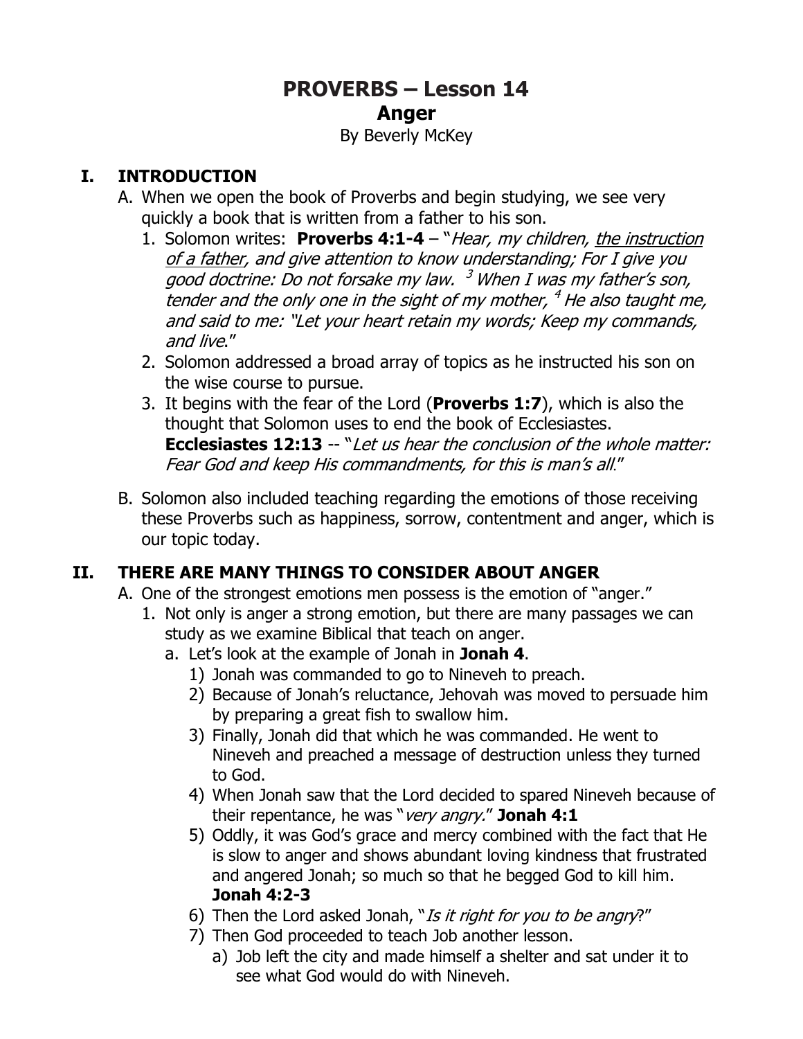# PROVERBS – Lesson 14

## Anger

By Beverly McKey

## I. INTRODUCTION

A. When we open the book of Proverbs and begin studying, we see very quickly a book that is written from a father to his son.

1. Solomon writes: **Proverbs 4:1-4** – "*Hear, my children, <u>the instruction of a father</u>, and give attention to know understanding; For I give you good doctrine: Do not forsake my law. [3] When I was my father's son, tender and the only one in the sight of my mother, [4] He also taught me, and said to me: "Let your heart retain my words; Keep my commands, and live*."
2. Solomon addressed a broad array of topics as he instructed his son on the wise course to pursue.
3. It begins with the fear of the Lord (**Proverbs 1:7**), which is also the thought that Solomon uses to end the book of Ecclesiastes. **Ecclesiastes 12:13** -- "*Let us hear the conclusion of the whole matter: Fear God and keep His commandments, for this is man's all*."

B. Solomon also included teaching regarding the emotions of those receiving these Proverbs such as happiness, sorrow, contentment and anger, which is our topic today.

## II. THERE ARE MANY THINGS TO CONSIDER ABOUT ANGER

A. One of the strongest emotions men possess is the emotion of "anger."

1. Not only is anger a strong emotion, but there are many passages we can study as we examine Biblical that teach on anger.
   a. Let's look at the example of Jonah in **Jonah 4**.
      1) Jonah was commanded to go to Nineveh to preach.
      2) Because of Jonah's reluctance, Jehovah was moved to persuade him by preparing a great fish to swallow him.
      3) Finally, Jonah did that which he was commanded. He went to Nineveh and preached a message of destruction unless they turned to God.
      4) When Jonah saw that the Lord decided to spared Nineveh because of their repentance, he was "*very angry*." **Jonah 4:1**
      5) Oddly, it was God's grace and mercy combined with the fact that He is slow to anger and shows abundant loving kindness that frustrated and angered Jonah; so much so that he begged God to kill him. **Jonah 4:2-3**
      6) Then the Lord asked Jonah, "*Is it right for you to be angry*?"
      7) Then God proceeded to teach Job another lesson.
         a) Job left the city and made himself a shelter and sat under it to see what God would do with Nineveh.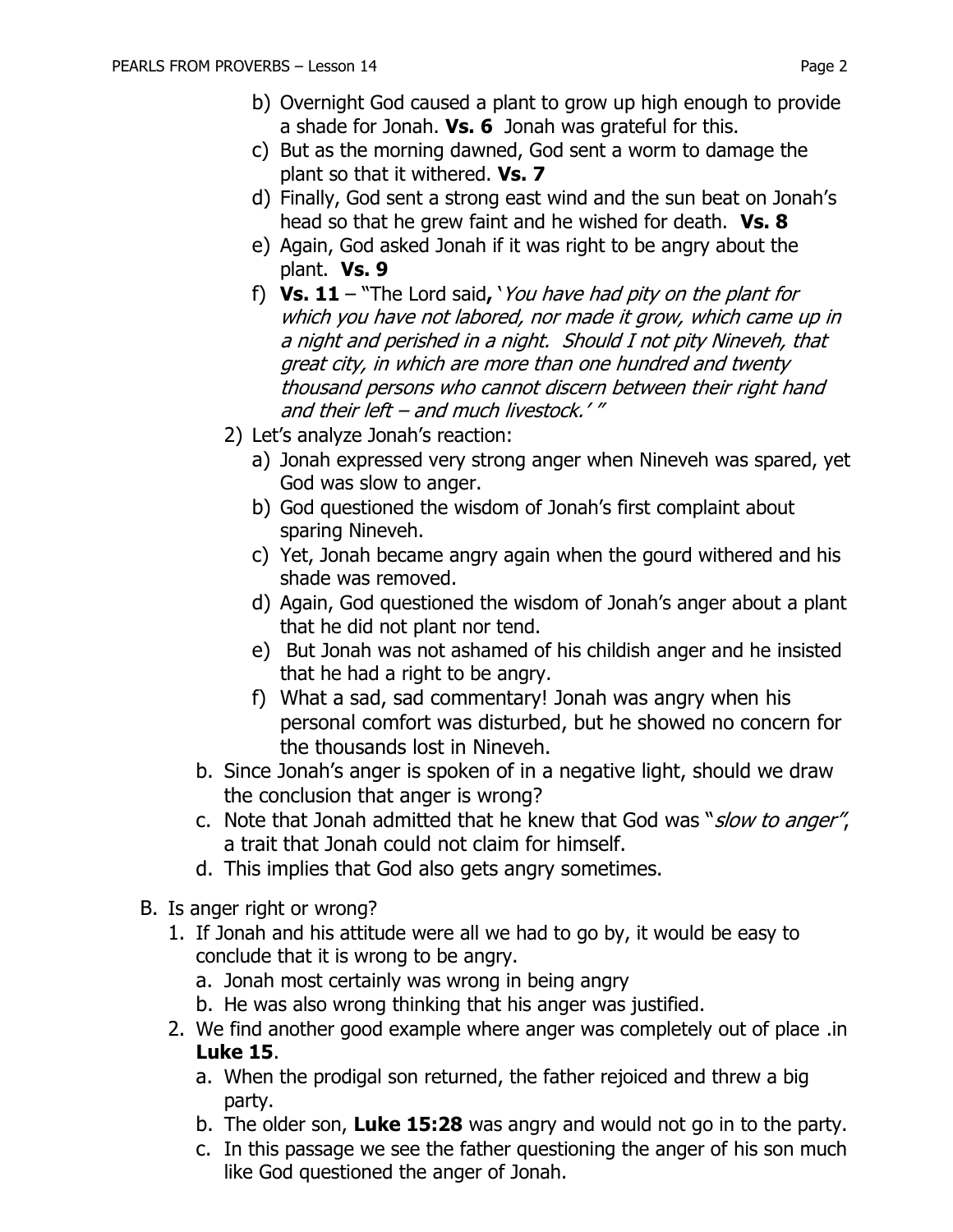b) Overnight God caused a plant to grow up high enough to provide a shade for Jonah. **Vs. 6** Jonah was grateful for this.

c) But as the morning dawned, God sent a worm to damage the plant so that it withered. **Vs. 7**

d) Finally, God sent a strong east wind and the sun beat on Jonah's head so that he grew faint and he wished for death. **Vs. 8**

e) Again, God asked Jonah if it was right to be angry about the plant. **Vs. 9**

f) **Vs. 11** – "The Lord said**,** '*You have had pity on the plant for which you have not labored, nor made it grow, which came up in a night and perished in a night. Should I not pity Nineveh, that great city, in which are more than one hundred and twenty thousand persons who cannot discern between their right hand and their left – and much livestock.' "*

2) Let's analyze Jonah's reaction:

a) Jonah expressed very strong anger when Nineveh was spared, yet God was slow to anger.

b) God questioned the wisdom of Jonah's first complaint about sparing Nineveh.

c) Yet, Jonah became angry again when the gourd withered and his shade was removed.

d) Again, God questioned the wisdom of Jonah's anger about a plant that he did not plant nor tend.

e) But Jonah was not ashamed of his childish anger and he insisted that he had a right to be angry.

f) What a sad, sad commentary! Jonah was angry when his personal comfort was disturbed, but he showed no concern for the thousands lost in Nineveh.

b. Since Jonah's anger is spoken of in a negative light, should we draw the conclusion that anger is wrong?

c. Note that Jonah admitted that he knew that God was "*slow to anger"*, a trait that Jonah could not claim for himself.

d. This implies that God also gets angry sometimes.

B. Is anger right or wrong?

1. If Jonah and his attitude were all we had to go by, it would be easy to conclude that it is wrong to be angry.
   a. Jonah most certainly was wrong in being angry
   b. He was also wrong thinking that his anger was justified.

2. We find another good example where anger was completely out of place .in **Luke 15**.
   a. When the prodigal son returned, the father rejoiced and threw a big party.
   b. The older son, **Luke 15:28** was angry and would not go in to the party.
   c. In this passage we see the father questioning the anger of his son much like God questioned the anger of Jonah.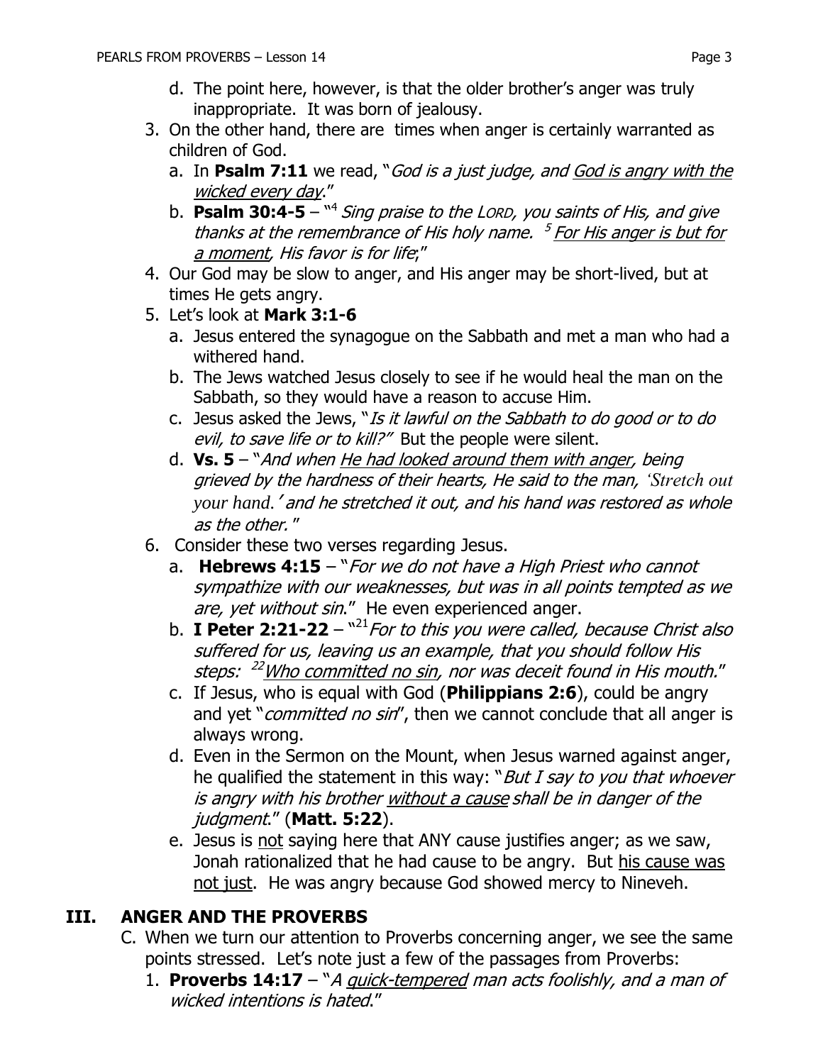d. The point here, however, is that the older brother's anger was truly inappropriate. It was born of jealousy.

3. On the other hand, there are times when anger is certainly warranted as children of God.
   a. In **Psalm 7:11** we read, "*God is a just judge, and <u>God is angry with the wicked every day</u>*."
   b. **Psalm 30:4-5** – "[4] *Sing praise to the LORD, you saints of His, and give thanks at the remembrance of His holy name.* [5] *<u>For His anger is but for a moment</u>, His favor is for life*;"
4. Our God may be slow to anger, and His anger may be short-lived, but at times He gets angry.
5. Let's look at **Mark 3:1-6**
   a. Jesus entered the synagogue on the Sabbath and met a man who had a withered hand.
   b. The Jews watched Jesus closely to see if he would heal the man on the Sabbath, so they would have a reason to accuse Him.
   c. Jesus asked the Jews, "*Is it lawful on the Sabbath to do good or to do evil, to save life or to kill?*" But the people were silent.
   d. **Vs. 5** – "*And when <u>He had looked around them with anger</u>, being grieved by the hardness of their hearts, He said to the man, 'Stretch out your hand.' and he stretched it out, and his hand was restored as whole as the other.*"
6. Consider these two verses regarding Jesus.
   a. **Hebrews 4:15** – "*For we do not have a High Priest who cannot sympathize with our weaknesses, but was in all points tempted as we are, yet without sin*." He even experienced anger.
   b. **I Peter 2:21-22** – "[21] *For to this you were called, because Christ also suffered for us, leaving us an example, that you should follow His steps:* [22] *<u>Who committed no sin</u>, nor was deceit found in His mouth.*"
   c. If Jesus, who is equal with God (**Philippians 2:6**), could be angry and yet "*committed no sin*", then we cannot conclude that all anger is always wrong.
   d. Even in the Sermon on the Mount, when Jesus warned against anger, he qualified the statement in this way: "*But I say to you that whoever is angry with his brother <u>without a cause</u> shall be in danger of the judgment*." (**Matt. 5:22**).
   e. Jesus is <u>not</u> saying here that ANY cause justifies anger; as we saw, Jonah rationalized that he had cause to be angry. But <u>his cause was not just</u>. He was angry because God showed mercy to Nineveh.

## III. ANGER AND THE PROVERBS

C. When we turn our attention to Proverbs concerning anger, we see the same points stressed. Let's note just a few of the passages from Proverbs:

1. **Proverbs 14:17** – "*A <u>quick-tempered</u> man acts foolishly, and a man of wicked intentions is hated*."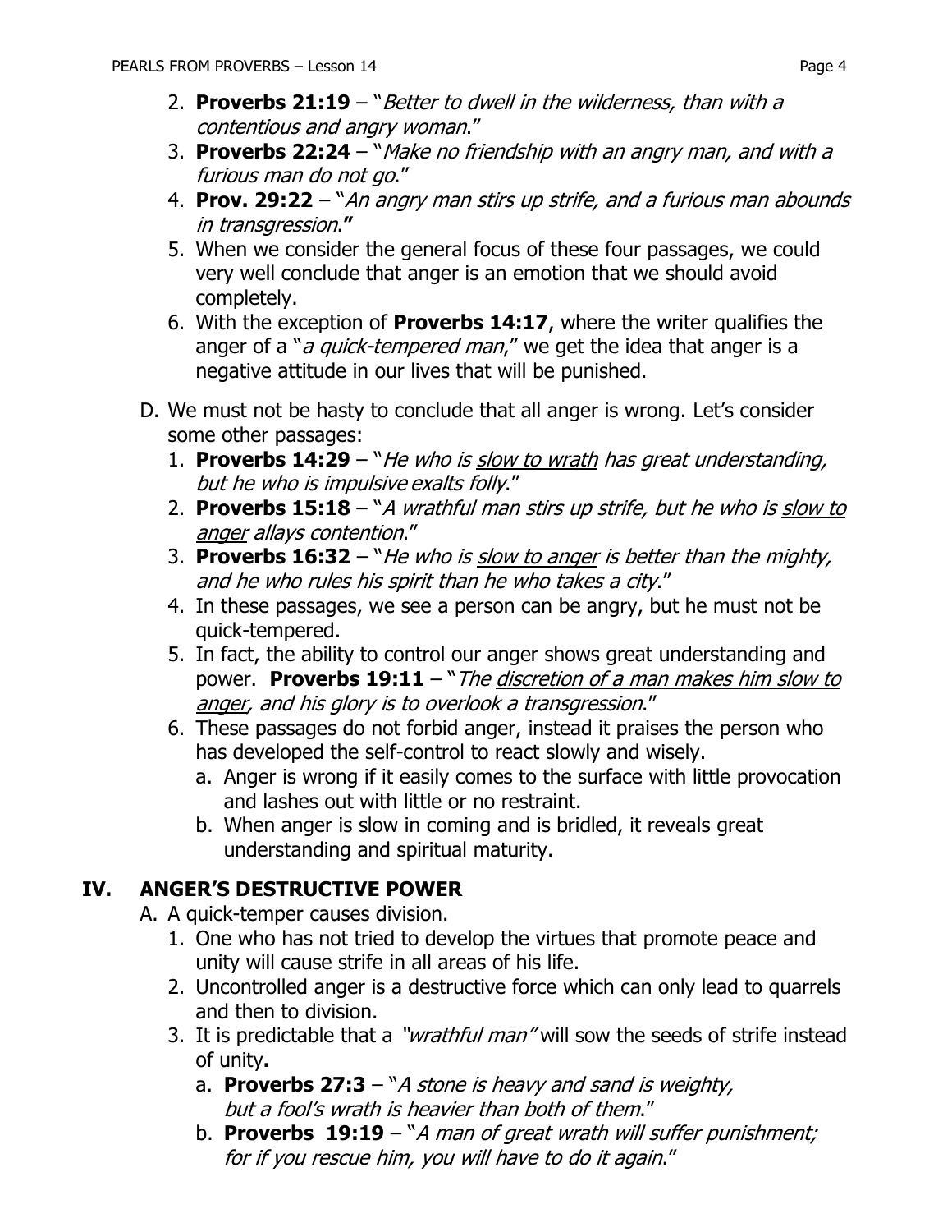2. **Proverbs 21:19** – "*Better to dwell in the wilderness, than with a contentious and angry woman*."
3. **Proverbs 22:24** – "*Make no friendship with an angry man, and with a furious man do not go*."
4. **Prov. 29:22** – "*An angry man stirs up strife, and a furious man abounds in transgression*.**"**
5. When we consider the general focus of these four passages, we could very well conclude that anger is an emotion that we should avoid completely.
6. With the exception of **Proverbs 14:17**, where the writer qualifies the anger of a "*a quick-tempered man*," we get the idea that anger is a negative attitude in our lives that will be punished.

D. We must not be hasty to conclude that all anger is wrong. Let's consider some other passages:

1. **Proverbs 14:29** – "*He who is <u>slow to wrath</u> has great understanding, but he who is impulsive exalts folly*."
2. **Proverbs 15:18** – "*A wrathful man stirs up strife, but he who is <u>slow to anger</u> allays contention*."
3. **Proverbs 16:32** – "*He who is <u>slow to anger</u> is better than the mighty, and he who rules his spirit than he who takes a city*."
4. In these passages, we see a person can be angry, but he must not be quick-tempered.
5. In fact, the ability to control our anger shows great understanding and power. **Proverbs 19:11** – "*The <u>discretion of a man makes him slow to anger</u>, and his glory is to overlook a transgression*."
6. These passages do not forbid anger, instead it praises the person who has developed the self-control to react slowly and wisely.
   a. Anger is wrong if it easily comes to the surface with little provocation and lashes out with little or no restraint.
   b. When anger is slow in coming and is bridled, it reveals great understanding and spiritual maturity.

## IV. ANGER'S DESTRUCTIVE POWER

A. A quick-temper causes division.

1. One who has not tried to develop the virtues that promote peace and unity will cause strife in all areas of his life.
2. Uncontrolled anger is a destructive force which can only lead to quarrels and then to division.
3. It is predictable that a *"wrathful man"* will sow the seeds of strife instead of unity**.**
   a. **Proverbs 27:3** – "*A stone is heavy and sand is weighty, but a fool's wrath is heavier than both of them*."
   b. **Proverbs 19:19** – "*A man of great wrath will suffer punishment; for if you rescue him, you will have to do it again*."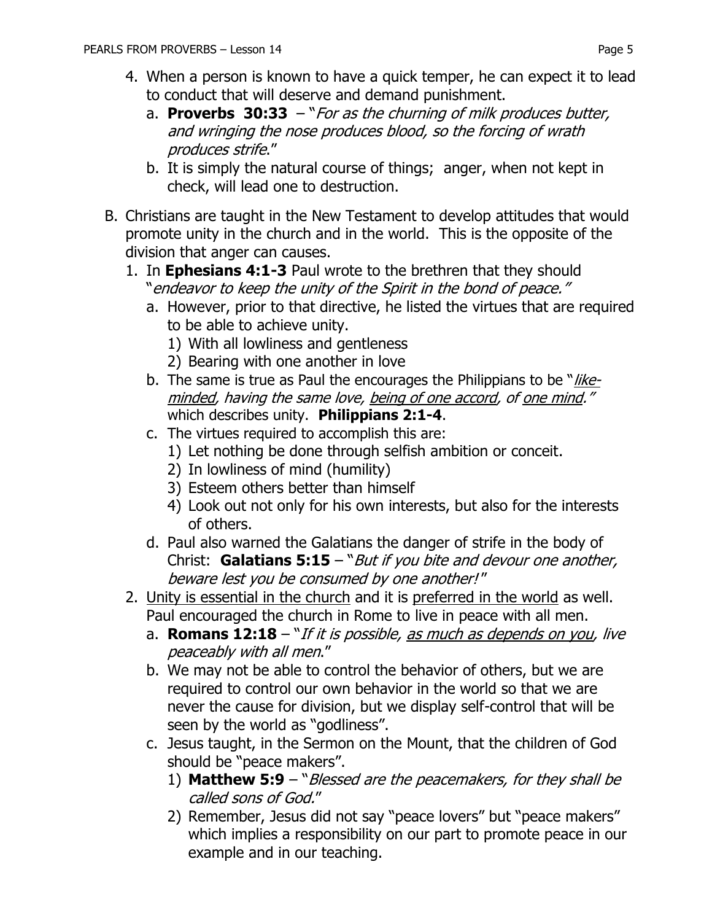4. When a person is known to have a quick temper, he can expect it to lead to conduct that will deserve and demand punishment.
   a. **Proverbs 30:33** – "*For as the churning of milk produces butter, and wringing the nose produces blood, so the forcing of wrath produces strife*."
   b. It is simply the natural course of things; anger, when not kept in check, will lead one to destruction.

B. Christians are taught in the New Testament to develop attitudes that would promote unity in the church and in the world. This is the opposite of the division that anger can causes.
   1. In **Ephesians 4:1-3** Paul wrote to the brethren that they should "*endeavor to keep the unity of the Spirit in the bond of peace."*
      a. However, prior to that directive, he listed the virtues that are required to be able to achieve unity.
         1) With all lowliness and gentleness
         2) Bearing with one another in love
      b. The same is true as Paul the encourages the Philippians to be "*<u>like-minded</u>, having the same love, <u>being of one accord</u>, of <u>one mind</u>."* which describes unity. **Philippians 2:1-4**.
      c. The virtues required to accomplish this are:
         1) Let nothing be done through selfish ambition or conceit.
         2) In lowliness of mind (humility)
         3) Esteem others better than himself
         4) Look out not only for his own interests, but also for the interests of others.
      d. Paul also warned the Galatians the danger of strife in the body of Christ: **Galatians 5:15** – "*But if you bite and devour one another, beware lest you be consumed by one another!*"
   2. <u>Unity is essential in the church</u> and it is <u>preferred in the world</u> as well. Paul encouraged the church in Rome to live in peace with all men.
      a. **Romans 12:18** – "*If it is possible, <u>as much as depends on you</u>, live peaceably with all men*."
      b. We may not be able to control the behavior of others, but we are required to control our own behavior in the world so that we are never the cause for division, but we display self-control that will be seen by the world as "godliness".
      c. Jesus taught, in the Sermon on the Mount, that the children of God should be "peace makers".
         1) **Matthew 5:9** – "*Blessed are the peacemakers, for they shall be called sons of God.*"
         2) Remember, Jesus did not say "peace lovers" but "peace makers" which implies a responsibility on our part to promote peace in our example and in our teaching.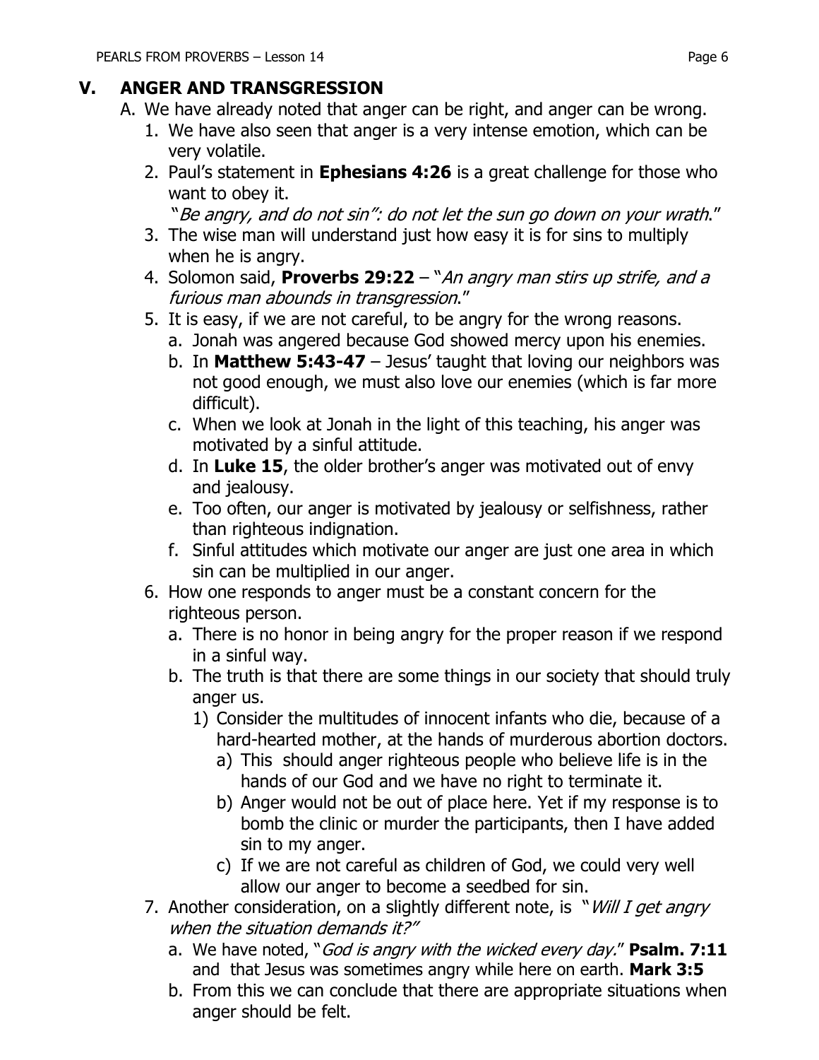## V. ANGER AND TRANSGRESSION

A. We have already noted that anger can be right, and anger can be wrong.

1. We have also seen that anger is a very intense emotion, which can be very volatile.
2. Paul's statement in **Ephesians 4:26** is a great challenge for those who want to obey it.
   "*Be angry, and do not sin": do not let the sun go down on your wrath*."
3. The wise man will understand just how easy it is for sins to multiply when he is angry.
4. Solomon said, **Proverbs 29:22** – "*An angry man stirs up strife, and a furious man abounds in transgression*."
5. It is easy, if we are not careful, to be angry for the wrong reasons.
   a. Jonah was angered because God showed mercy upon his enemies.
   b. In **Matthew 5:43-47** – Jesus' taught that loving our neighbors was not good enough, we must also love our enemies (which is far more difficult).
   c. When we look at Jonah in the light of this teaching, his anger was motivated by a sinful attitude.
   d. In **Luke 15**, the older brother's anger was motivated out of envy and jealousy.
   e. Too often, our anger is motivated by jealousy or selfishness, rather than righteous indignation.
   f. Sinful attitudes which motivate our anger are just one area in which sin can be multiplied in our anger.
6. How one responds to anger must be a constant concern for the righteous person.
   a. There is no honor in being angry for the proper reason if we respond in a sinful way.
   b. The truth is that there are some things in our society that should truly anger us.
      1) Consider the multitudes of innocent infants who die, because of a hard-hearted mother, at the hands of murderous abortion doctors.
         a) This should anger righteous people who believe life is in the hands of our God and we have no right to terminate it.
         b) Anger would not be out of place here. Yet if my response is to bomb the clinic or murder the participants, then I have added sin to my anger.
         c) If we are not careful as children of God, we could very well allow our anger to become a seedbed for sin.
7. Another consideration, on a slightly different note, is "*Will I get angry when the situation demands it?"*
   a. We have noted, "*God is angry with the wicked every day.*" **Psalm. 7:11** and that Jesus was sometimes angry while here on earth. **Mark 3:5**
   b. From this we can conclude that there are appropriate situations when anger should be felt.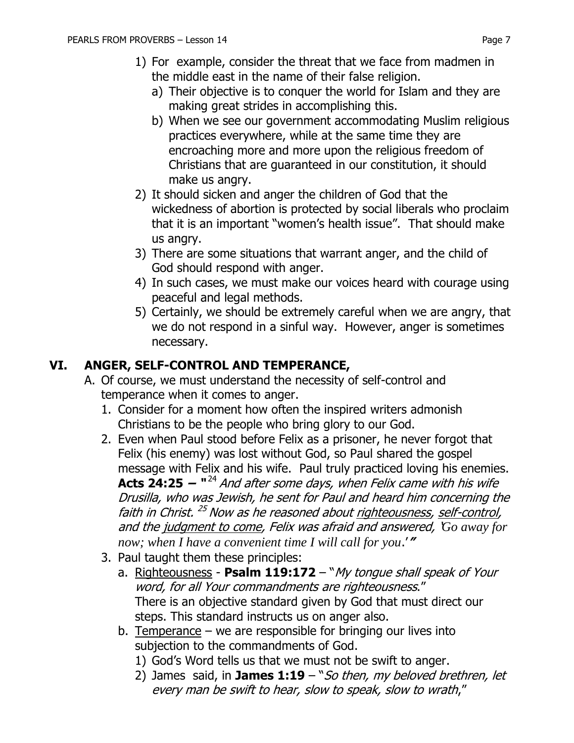1) For example, consider the threat that we face from madmen in the middle east in the name of their false religion.
   a) Their objective is to conquer the world for Islam and they are making great strides in accomplishing this.
   b) When we see our government accommodating Muslim religious practices everywhere, while at the same time they are encroaching more and more upon the religious freedom of Christians that are guaranteed in our constitution, it should make us angry.
2) It should sicken and anger the children of God that the wickedness of abortion is protected by social liberals who proclaim that it is an important "women's health issue". That should make us angry.
3) There are some situations that warrant anger, and the child of God should respond with anger.
4) In such cases, we must make our voices heard with courage using peaceful and legal methods.
5) Certainly, we should be extremely careful when we are angry, that we do not respond in a sinful way. However, anger is sometimes necessary.

## VI. ANGER, SELF-CONTROL AND TEMPERANCE,

A. Of course, we must understand the necessity of self-control and temperance when it comes to anger.
   1. Consider for a moment how often the inspired writers admonish Christians to be the people who bring glory to our God.
   2. Even when Paul stood before Felix as a prisoner, he never forgot that Felix (his enemy) was lost without God, so Paul shared the gospel message with Felix and his wife. Paul truly practiced loving his enemies. **Acts 24:25 – "**[24] *And after some days, when Felix came with his wife Drusilla, who was Jewish, he sent for Paul and heard him concerning the faith in Christ.* [25] *Now as he reasoned about righteousness, self-control, and the judgment to come, Felix was afraid and answered, 'Go away for now; when I have a convenient time I will call for you.'"*
   3. Paul taught them these principles:
      a. Righteousness - **Psalm 119:172** – "*My tongue shall speak of Your word, for all Your commandments are righteousness.*"
      There is an objective standard given by God that must direct our steps. This standard instructs us on anger also.
      b. Temperance – we are responsible for bringing our lives into subjection to the commandments of God.
         1) God's Word tells us that we must not be swift to anger.
         2) James said, in **James 1:19** – "*So then, my beloved brethren, let every man be swift to hear, slow to speak, slow to wrath,*"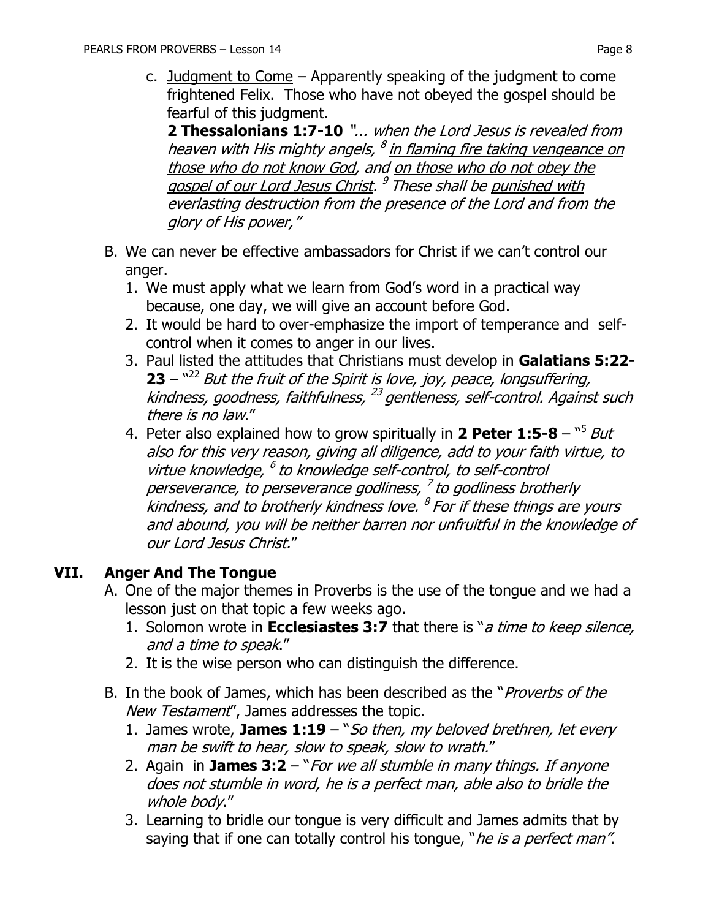c. <u>Judgment to Come</u> – Apparently speaking of the judgment to come frightened Felix. Those who have not obeyed the gospel should be fearful of this judgment.

**2 Thessalonians 1:7-10** *"... when the Lord Jesus is revealed from heaven with His mighty angels, [8] <u>in flaming fire taking vengeance on those who do not know God</u>, and <u>on those who do not obey the gospel of our Lord Jesus Christ</u>. [9] These shall be <u>punished with everlasting destruction</u> from the presence of the Lord and from the glory of His power,"*

B. We can never be effective ambassadors for Christ if we can't control our anger.

1. We must apply what we learn from God's word in a practical way because, one day, we will give an account before God.
2. It would be hard to over-emphasize the import of temperance and self-control when it comes to anger in our lives.
3. Paul listed the attitudes that Christians must develop in **Galatians 5:22-23** – "[22] *But the fruit of the Spirit is love, joy, peace, longsuffering, kindness, goodness, faithfulness, [23] gentleness, self-control. Against such there is no law*."
4. Peter also explained how to grow spiritually in **2 Peter 1:5-8** – "[5] *But also for this very reason, giving all diligence, add to your faith virtue, to virtue knowledge, [6] to knowledge self-control, to self-control perseverance, to perseverance godliness, [7] to godliness brotherly kindness, and to brotherly kindness love. [8] For if these things are yours and abound, you will be neither barren nor unfruitful in the knowledge of our Lord Jesus Christ.*"

## VII. Anger And The Tongue

A. One of the major themes in Proverbs is the use of the tongue and we had a lesson just on that topic a few weeks ago.

1. Solomon wrote in **Ecclesiastes 3:7** that there is "*a time to keep silence, and a time to speak*."
2. It is the wise person who can distinguish the difference.

B. In the book of James, which has been described as the "*Proverbs of the New Testament*", James addresses the topic.

1. James wrote, **James 1:19** – "*So then, my beloved brethren, let every man be swift to hear, slow to speak, slow to wrath.*"
2. Again in **James 3:2** – "*For we all stumble in many things. If anyone does not stumble in word, he is a perfect man, able also to bridle the whole body*."
3. Learning to bridle our tongue is very difficult and James admits that by saying that if one can totally control his tongue, "*he is a perfect man"*.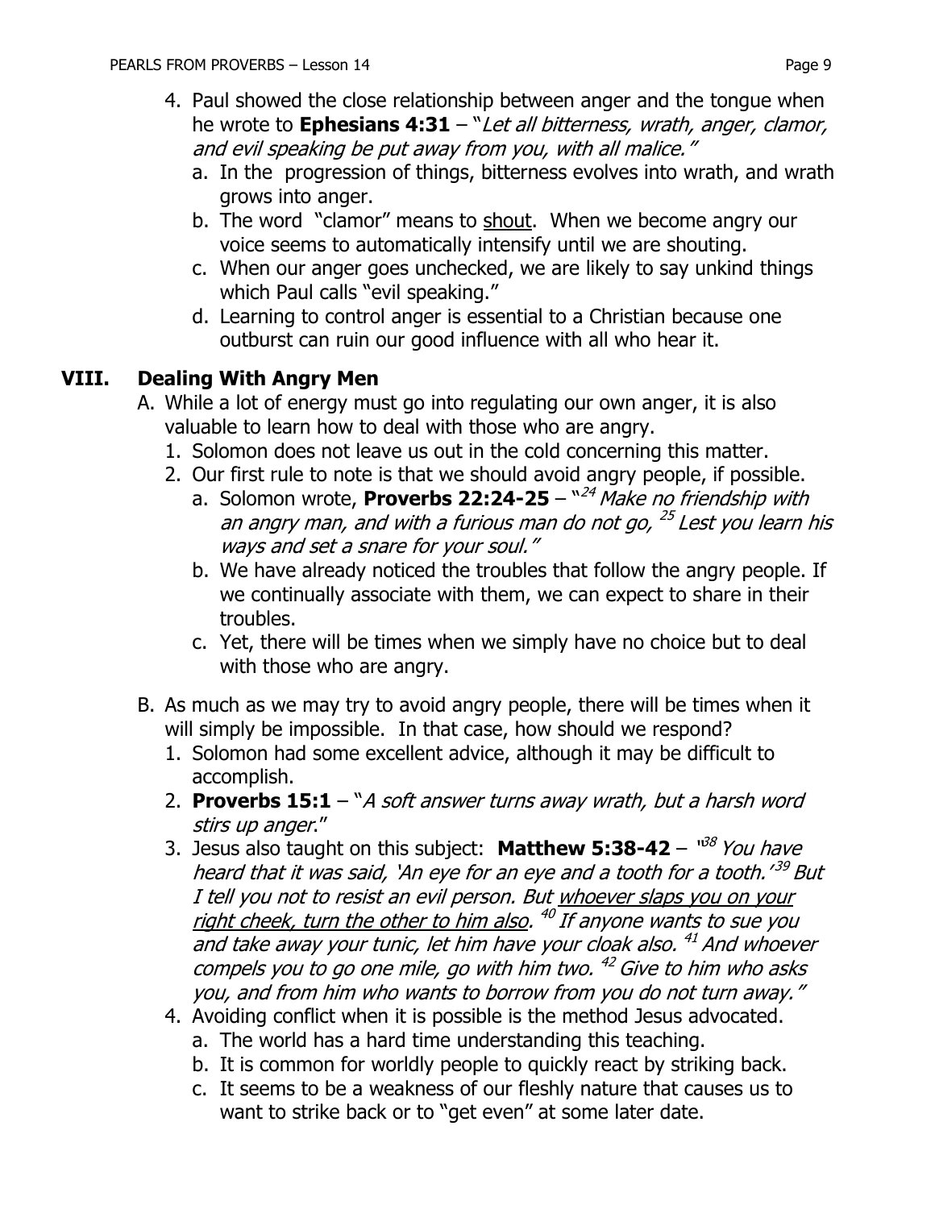4. Paul showed the close relationship between anger and the tongue when he wrote to **Ephesians 4:31** – "*Let all bitterness, wrath, anger, clamor, and evil speaking be put away from you, with all malice.*"
   a. In the progression of things, bitterness evolves into wrath, and wrath grows into anger.
   b. The word "clamor" means to <u>shout</u>. When we become angry our voice seems to automatically intensify until we are shouting.
   c. When our anger goes unchecked, we are likely to say unkind things which Paul calls "evil speaking."
   d. Learning to control anger is essential to a Christian because one outburst can ruin our good influence with all who hear it.

## VIII. Dealing With Angry Men

A. While a lot of energy must go into regulating our own anger, it is also valuable to learn how to deal with those who are angry.
   1. Solomon does not leave us out in the cold concerning this matter.
   2. Our first rule to note is that we should avoid angry people, if possible.
      a. Solomon wrote, **Proverbs 22:24-25** – "[24] *Make no friendship with an angry man, and with a furious man do not go,* [25] *Lest you learn his ways and set a snare for your soul.*"
      b. We have already noticed the troubles that follow the angry people. If we continually associate with them, we can expect to share in their troubles.
      c. Yet, there will be times when we simply have no choice but to deal with those who are angry.

B. As much as we may try to avoid angry people, there will be times when it will simply be impossible. In that case, how should we respond?
   1. Solomon had some excellent advice, although it may be difficult to accomplish.
   2. **Proverbs 15:1** – "*A soft answer turns away wrath, but a harsh word stirs up anger*."
   3. Jesus also taught on this subject: **Matthew 5:38-42** – "[38] *You have heard that it was said, 'An eye for an eye and a tooth for a tooth.'* [39] *But I tell you not to resist an evil person. But <u>whoever slaps you on your right cheek, turn the other to him also</u>.* [40] *If anyone wants to sue you and take away your tunic, let him have your cloak also.* [41] *And whoever compels you to go one mile, go with him two.* [42] *Give to him who asks you, and from him who wants to borrow from you do not turn away.*"
   4. Avoiding conflict when it is possible is the method Jesus advocated.
      a. The world has a hard time understanding this teaching.
      b. It is common for worldly people to quickly react by striking back.
      c. It seems to be a weakness of our fleshly nature that causes us to want to strike back or to "get even" at some later date.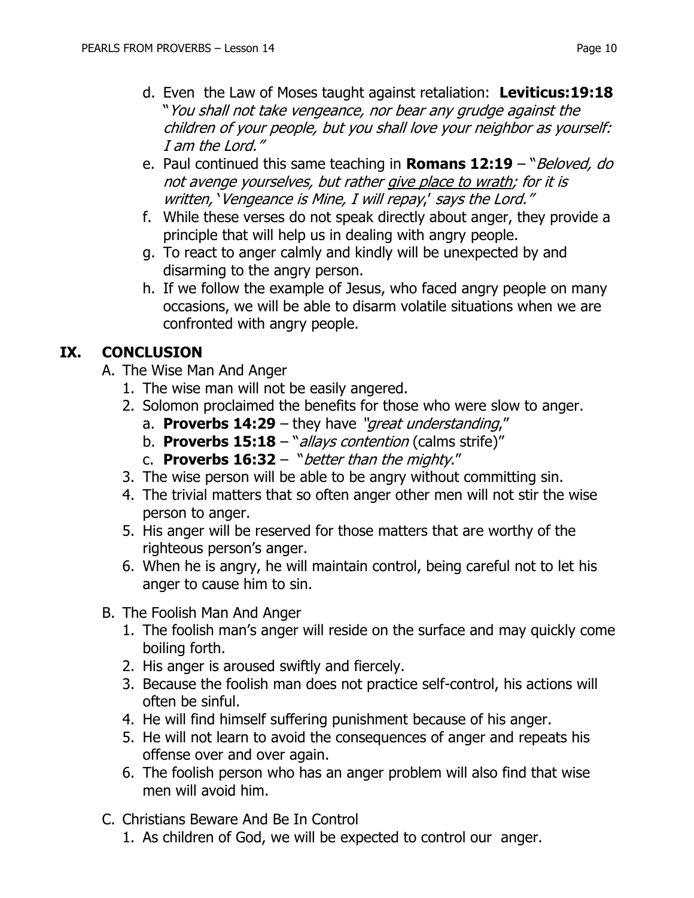d. Even the Law of Moses taught against retaliation: **Leviticus:19:18** "*You shall not take vengeance, nor bear any grudge against the children of your people, but you shall love your neighbor as yourself: I am the Lord."*
e. Paul continued this same teaching in **Romans 12:19** – "*Beloved, do not avenge yourselves, but rather <u>give place to wrath</u>; for it is written, 'Vengeance is Mine, I will repay,' says the Lord."*
f. While these verses do not speak directly about anger, they provide a principle that will help us in dealing with angry people.
g. To react to anger calmly and kindly will be unexpected by and disarming to the angry person.
h. If we follow the example of Jesus, who faced angry people on many occasions, we will be able to disarm volatile situations when we are confronted with angry people.

## IX. CONCLUSION

A. The Wise Man And Anger
1. The wise man will not be easily angered.
2. Solomon proclaimed the benefits for those who were slow to anger.
   a. **Proverbs 14:29** – they have "*great understanding*,"
   b. **Proverbs 15:18** – "*allays contention* (calms strife)"
   c. **Proverbs 16:32** – "*better than the mighty*."
3. The wise person will be able to be angry without committing sin.
4. The trivial matters that so often anger other men will not stir the wise person to anger.
5. His anger will be reserved for those matters that are worthy of the righteous person's anger.
6. When he is angry, he will maintain control, being careful not to let his anger to cause him to sin.

B. The Foolish Man And Anger
1. The foolish man's anger will reside on the surface and may quickly come boiling forth.
2. His anger is aroused swiftly and fiercely.
3. Because the foolish man does not practice self-control, his actions will often be sinful.
4. He will find himself suffering punishment because of his anger.
5. He will not learn to avoid the consequences of anger and repeats his offense over and over again.
6. The foolish person who has an anger problem will also find that wise men will avoid him.

C. Christians Beware And Be In Control
1. As children of God, we will be expected to control our anger.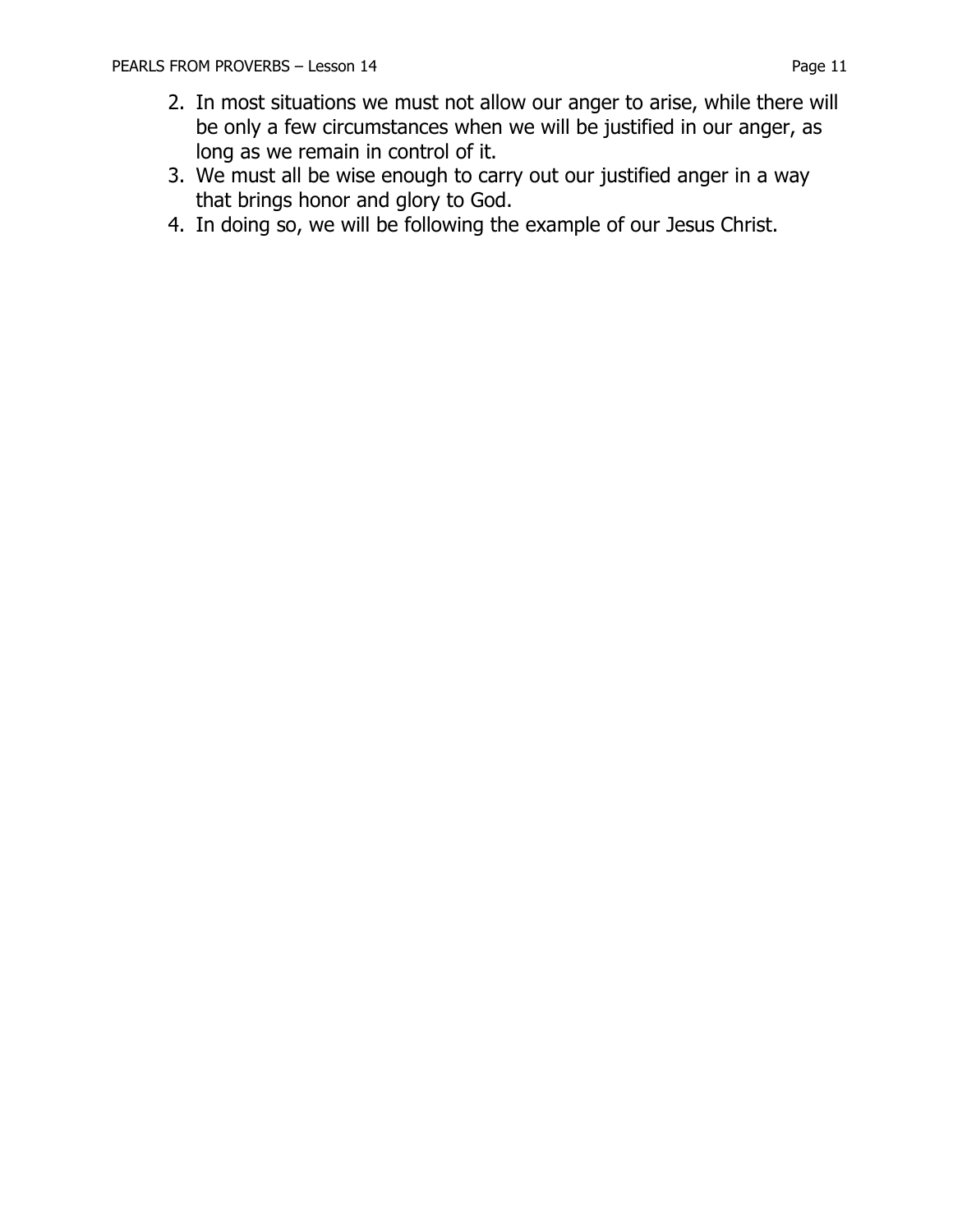2. In most situations we must not allow our anger to arise, while there will be only a few circumstances when we will be justified in our anger, as long as we remain in control of it.
3. We must all be wise enough to carry out our justified anger in a way that brings honor and glory to God.
4. In doing so, we will be following the example of our Jesus Christ.